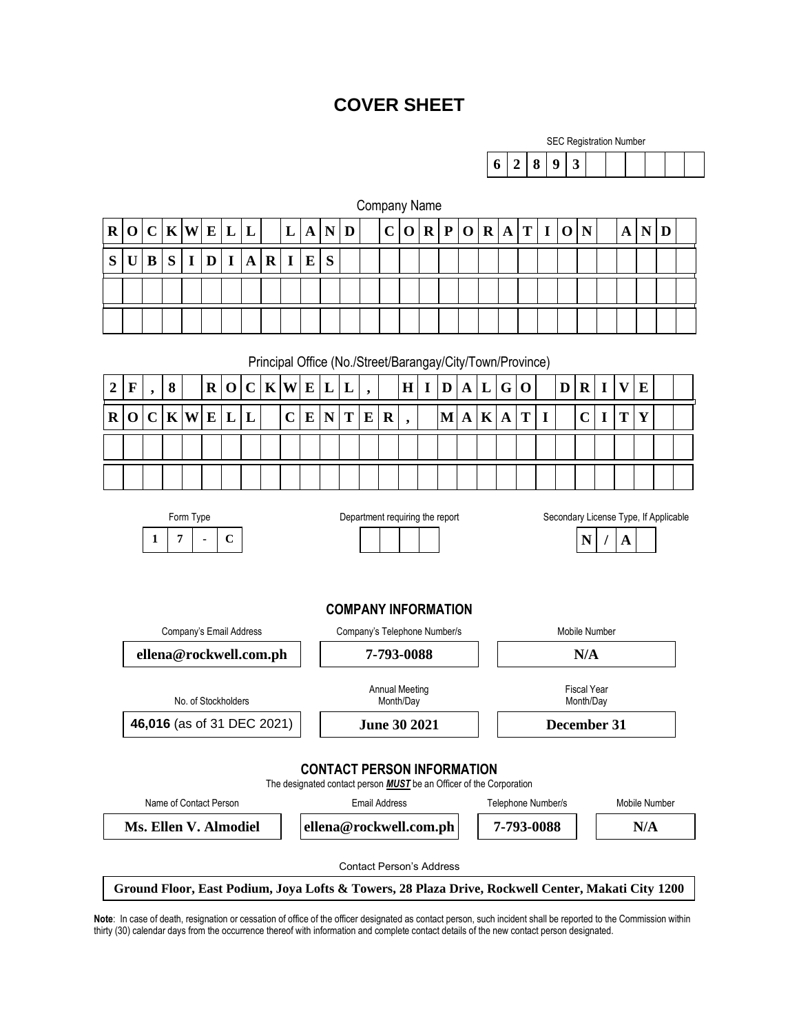# COVER SHEET

SEC Registration Number

**62893**

Company Name

**ROCKWELL LAND CORPORATION AND SUBSIDIARIES**

Principal Office (No./Street/Barangay/City/Town/Province)

**2F, 8 ROCKWELL, HIDALGO DRIVE ROCKWELL CENTER, MAKATI CITY**

| Form Type | Department requiring the report | Secondary License Type, If Applicable |
|---|---|---|
| **17-C** | | **N/A** |

## COMPANY INFORMATION

| Company's Email Address | Company's Telephone Number/s | Mobile Number |
|---|---|---|
| **ellena@rockwell.com.ph** | **7-793-0088** | **N/A** |

| No. of Stockholders | Annual Meeting Month/Day | Fiscal Year Month/Day |
|---|---|---|
| **46,016** (as of 31 DEC 2021) | **June 30 2021** | **December 31** |

## CONTACT PERSON INFORMATION

The designated contact person ***MUST*** be an Officer of the Corporation

| Name of Contact Person | Email Address | Telephone Number/s | Mobile Number |
|---|---|---|---|
| **Ms. Ellen V. Almodiel** | **ellena@rockwell.com.ph** | **7-793-0088** | **N/A** |

Contact Person's Address

**Ground Floor, East Podium, Joya Lofts & Towers, 28 Plaza Drive, Rockwell Center, Makati City 1200**

**Note**: In case of death, resignation or cessation of office of the officer designated as contact person, such incident shall be reported to the Commission within thirty (30) calendar days from the occurrence thereof with information and complete contact details of the new contact person designated.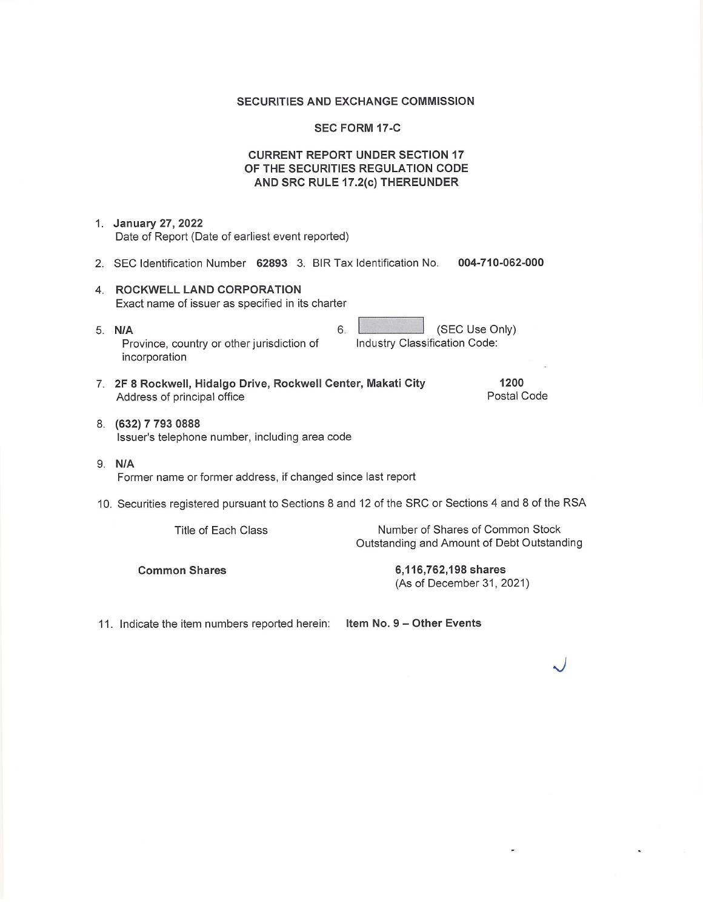**SECURITIES AND EXCHANGE COMMISSION**

**SEC FORM 17-C**

**CURRENT REPORT UNDER SECTION 17 OF THE SECURITIES REGULATION CODE AND SRC RULE 17.2(c) THEREUNDER**

1. **January 27, 2022**
   Date of Report (Date of earliest event reported)

2. SEC Identification Number **62893** 3. BIR Tax Identification No. **004-710-062-000**

4. **ROCKWELL LAND CORPORATION**
   Exact name of issuer as specified in its charter

5. **N/A**
   Province, country or other jurisdiction of incorporation

6. (SEC Use Only)
   Industry Classification Code:

7. **2F 8 Rockwell, Hidalgo Drive, Rockwell Center, Makati City** — **1200**
   Address of principal office — Postal Code

8. **(632) 7 793 0888**
   Issuer's telephone number, including area code

9. **N/A**
   Former name or former address, if changed since last report

10. Securities registered pursuant to Sections 8 and 12 of the SRC or Sections 4 and 8 of the RSA

| Title of Each Class | Number of Shares of Common Stock Outstanding and Amount of Debt Outstanding |
|---|---|
| **Common Shares** | **6,116,762,198 shares** (As of December 31, 2021) |

11. Indicate the item numbers reported herein: **Item No. 9 – Other Events**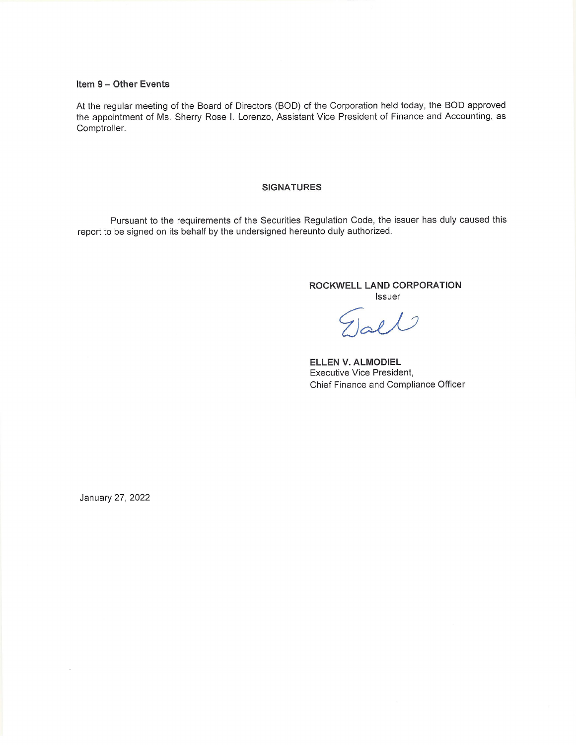**Item 9 – Other Events**

At the regular meeting of the Board of Directors (BOD) of the Corporation held today, the BOD approved the appointment of Ms. Sherry Rose I. Lorenzo, Assistant Vice President of Finance and Accounting, as Comptroller.

**SIGNATURES**

Pursuant to the requirements of the Securities Regulation Code, the issuer has duly caused this report to be signed on its behalf by the undersigned hereunto duly authorized.

**ROCKWELL LAND CORPORATION**
Issuer

**ELLEN V. ALMODIEL**
Executive Vice President,
Chief Finance and Compliance Officer

January 27, 2022